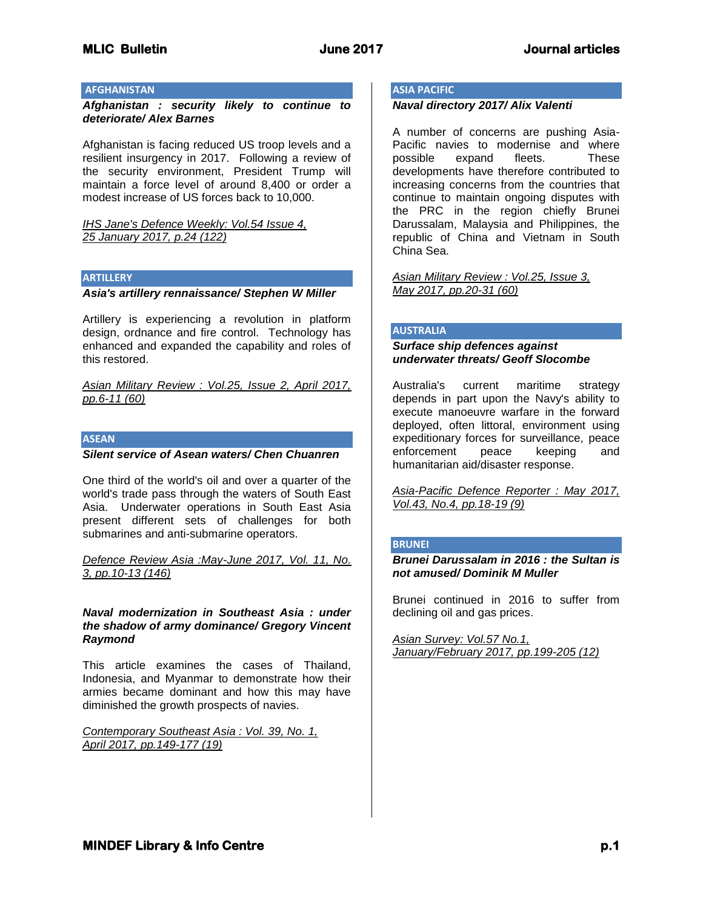## AFGHANISTAN

***Afghanistan : security likely to continue to deteriorate/ Alex Barnes***

Afghanistan is facing reduced US troop levels and a resilient insurgency in 2017. Following a review of the security environment, President Trump will maintain a force level of around 8,400 or order a modest increase of US forces back to 10,000.

*IHS Jane's Defence Weekly: Vol.54 Issue 4, 25 January 2017, p.24 (122)*

## ARTILLERY

***Asia's artillery rennaissance/ Stephen W Miller***

Artillery is experiencing a revolution in platform design, ordnance and fire control. Technology has enhanced and expanded the capability and roles of this restored.

*Asian Military Review : Vol.25, Issue 2, April 2017, pp.6-11 (60)*

## ASEAN

***Silent service of Asean waters/ Chen Chuanren***

One third of the world's oil and over a quarter of the world's trade pass through the waters of South East Asia. Underwater operations in South East Asia present different sets of challenges for both submarines and anti-submarine operators.

*Defence Review Asia :May-June 2017, Vol. 11, No. 3, pp.10-13 (146)*

***Naval modernization in Southeast Asia : under the shadow of army dominance/ Gregory Vincent Raymond***

This article examines the cases of Thailand, Indonesia, and Myanmar to demonstrate how their armies became dominant and how this may have diminished the growth prospects of navies.

*Contemporary Southeast Asia : Vol. 39, No. 1, April 2017, pp.149-177 (19)*

## ASIA PACIFIC

***Naval directory 2017/ Alix Valenti***

A number of concerns are pushing Asia-Pacific navies to modernise and where possible expand fleets. These developments have therefore contributed to increasing concerns from the countries that continue to maintain ongoing disputes with the PRC in the region chiefly Brunei Darussalam, Malaysia and Philippines, the republic of China and Vietnam in South China Sea.

*Asian Military Review : Vol.25, Issue 3, May 2017, pp.20-31 (60)*

## AUSTRALIA

***Surface ship defences against underwater threats/ Geoff Slocombe***

Australia's current maritime strategy depends in part upon the Navy's ability to execute manoeuvre warfare in the forward deployed, often littoral, environment using expeditionary forces for surveillance, peace enforcement peace keeping and humanitarian aid/disaster response.

*Asia-Pacific Defence Reporter : May 2017, Vol.43, No.4, pp.18-19 (9)*

## BRUNEI

***Brunei Darussalam in 2016 : the Sultan is not amused/ Dominik M Muller***

Brunei continued in 2016 to suffer from declining oil and gas prices.

*Asian Survey: Vol.57 No.1, January/February 2017, pp.199-205 (12)*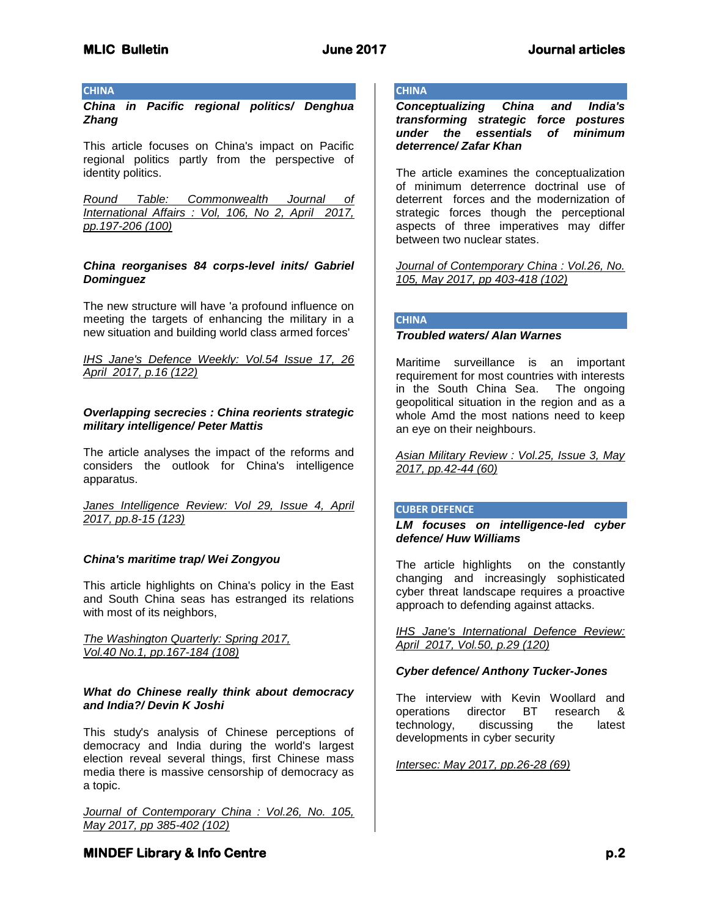## CHINA

***China in Pacific regional politics/ Denghua Zhang***

This article focuses on China's impact on Pacific regional politics partly from the perspective of identity politics.

*Round Table: Commonwealth Journal of International Affairs : Vol, 106, No 2, April 2017, pp.197-206 (100)*

***China reorganises 84 corps-level inits/ Gabriel Dominguez***

The new structure will have 'a profound influence on meeting the targets of enhancing the military in a new situation and building world class armed forces'

*IHS Jane's Defence Weekly: Vol.54 Issue 17, 26 April 2017, p.16 (122)*

***Overlapping secrecies : China reorients strategic military intelligence/ Peter Mattis***

The article analyses the impact of the reforms and considers the outlook for China's intelligence apparatus.

*Janes Intelligence Review: Vol 29, Issue 4, April 2017, pp.8-15 (123)*

***China's maritime trap/ Wei Zongyou***

This article highlights on China's policy in the East and South China seas has estranged its relations with most of its neighbors,

*The Washington Quarterly: Spring 2017, Vol.40 No.1, pp.167-184 (108)*

***What do Chinese really think about democracy and India?/ Devin K Joshi***

This study's analysis of Chinese perceptions of democracy and India during the world's largest election reveal several things, first Chinese mass media there is massive censorship of democracy as a topic.

*Journal of Contemporary China : Vol.26, No. 105, May 2017, pp 385-402 (102)*

## CHINA

***Conceptualizing China and India's transforming strategic force postures under the essentials of minimum deterrence/ Zafar Khan***

The article examines the conceptualization of minimum deterrence doctrinal use of deterrent forces and the modernization of strategic forces though the perceptional aspects of three imperatives may differ between two nuclear states.

*Journal of Contemporary China : Vol.26, No. 105, May 2017, pp 403-418 (102)*

## CHINA

***Troubled waters/ Alan Warnes***

Maritime surveillance is an important requirement for most countries with interests in the South China Sea. The ongoing geopolitical situation in the region and as a whole Amd the most nations need to keep an eye on their neighbours.

*Asian Military Review : Vol.25, Issue 3, May 2017, pp.42-44 (60)*

## CUBER DEFENCE

***LM focuses on intelligence-led cyber defence/ Huw Williams***

The article highlights on the constantly changing and increasingly sophisticated cyber threat landscape requires a proactive approach to defending against attacks.

*IHS Jane's International Defence Review: April 2017, Vol.50, p.29 (120)*

***Cyber defence/ Anthony Tucker-Jones***

The interview with Kevin Woollard and operations director BT research & technology, discussing the latest developments in cyber security

*Intersec: May 2017, pp.26-28 (69)*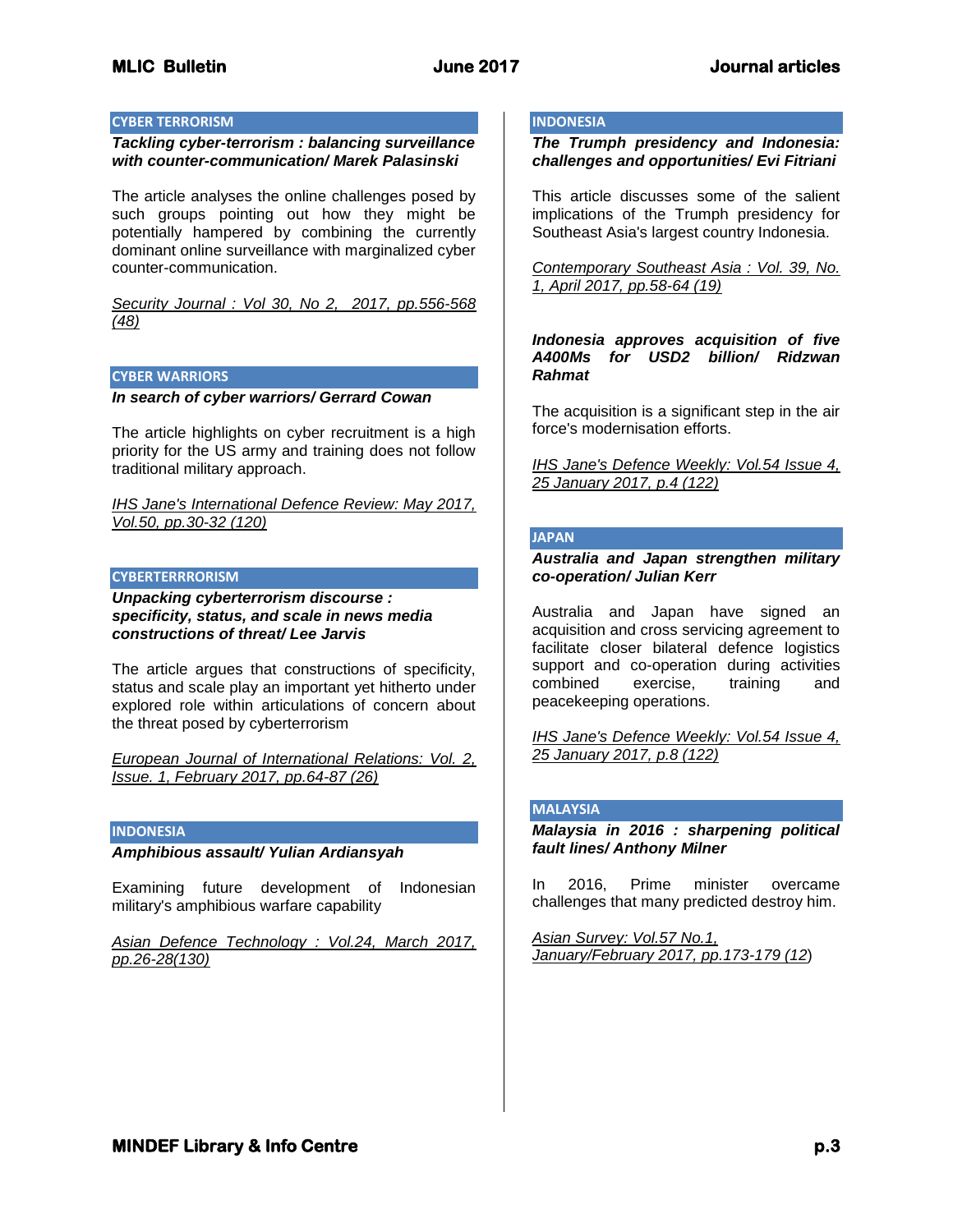## CYBER TERRORISM

***Tackling cyber-terrorism : balancing surveillance with counter-communication/ Marek Palasinski***

The article analyses the online challenges posed by such groups pointing out how they might be potentially hampered by combining the currently dominant online surveillance with marginalized cyber counter-communication.

*Security Journal : Vol 30, No 2, 2017, pp.556-568 (48)*

## CYBER WARRIORS

***In search of cyber warriors/ Gerrard Cowan***

The article highlights on cyber recruitment is a high priority for the US army and training does not follow traditional military approach.

*IHS Jane's International Defence Review: May 2017, Vol.50, pp.30-32 (120)*

## CYBERTERRRORISM

***Unpacking cyberterrorism discourse : specificity, status, and scale in news media constructions of threat/ Lee Jarvis***

The article argues that constructions of specificity, status and scale play an important yet hitherto under explored role within articulations of concern about the threat posed by cyberterrorism

*European Journal of International Relations: Vol. 2, Issue. 1, February 2017, pp.64-87 (26)*

## INDONESIA

***Amphibious assault/ Yulian Ardiansyah***

Examining future development of Indonesian military's amphibious warfare capability

*Asian Defence Technology : Vol.24, March 2017, pp.26-28(130)*

## INDONESIA

***The Trumph presidency and Indonesia: challenges and opportunities/ Evi Fitriani***

This article discusses some of the salient implications of the Trumph presidency for Southeast Asia's largest country Indonesia.

*Contemporary Southeast Asia : Vol. 39, No. 1, April 2017, pp.58-64 (19)*

***Indonesia approves acquisition of five A400Ms for USD2 billion/ Ridzwan Rahmat***

The acquisition is a significant step in the air force's modernisation efforts.

*IHS Jane's Defence Weekly: Vol.54 Issue 4, 25 January 2017, p.4 (122)*

## JAPAN

***Australia and Japan strengthen military co-operation/ Julian Kerr***

Australia and Japan have signed an acquisition and cross servicing agreement to facilitate closer bilateral defence logistics support and co-operation during activities combined exercise, training and peacekeeping operations.

*IHS Jane's Defence Weekly: Vol.54 Issue 4, 25 January 2017, p.8 (122)*

## MALAYSIA

***Malaysia in 2016 : sharpening political fault lines/ Anthony Milner***

In 2016, Prime minister overcame challenges that many predicted destroy him.

*Asian Survey: Vol.57 No.1, January/February 2017, pp.173-179 (12)*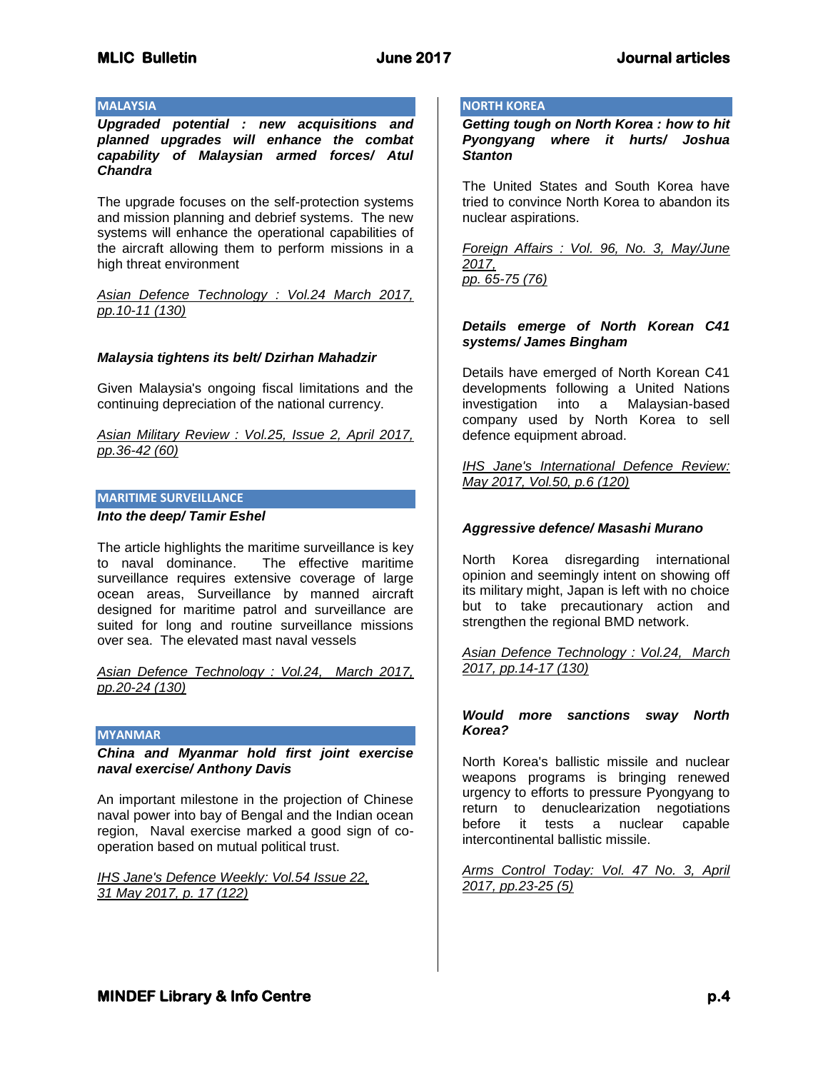## MALAYSIA

***Upgraded potential : new acquisitions and planned upgrades will enhance the combat capability of Malaysian armed forces/ Atul Chandra***

The upgrade focuses on the self-protection systems and mission planning and debrief systems. The new systems will enhance the operational capabilities of the aircraft allowing them to perform missions in a high threat environment

*Asian Defence Technology : Vol.24 March 2017, pp.10-11 (130)*

***Malaysia tightens its belt/ Dzirhan Mahadzir***

Given Malaysia's ongoing fiscal limitations and the continuing depreciation of the national currency.

*Asian Military Review : Vol.25, Issue 2, April 2017, pp.36-42 (60)*

## MARITIME SURVEILLANCE

***Into the deep/ Tamir Eshel***

The article highlights the maritime surveillance is key to naval dominance. The effective maritime surveillance requires extensive coverage of large ocean areas, Surveillance by manned aircraft designed for maritime patrol and surveillance are suited for long and routine surveillance missions over sea. The elevated mast naval vessels

*Asian Defence Technology : Vol.24, March 2017, pp.20-24 (130)*

## MYANMAR

***China and Myanmar hold first joint exercise naval exercise/ Anthony Davis***

An important milestone in the projection of Chinese naval power into bay of Bengal and the Indian ocean region, Naval exercise marked a good sign of co-operation based on mutual political trust.

*IHS Jane's Defence Weekly: Vol.54 Issue 22, 31 May 2017, p. 17 (122)*

## NORTH KOREA

***Getting tough on North Korea : how to hit Pyongyang where it hurts/ Joshua Stanton***

The United States and South Korea have tried to convince North Korea to abandon its nuclear aspirations.

*Foreign Affairs : Vol. 96, No. 3, May/June 2017, pp. 65-75 (76)*

***Details emerge of North Korean C41 systems/ James Bingham***

Details have emerged of North Korean C41 developments following a United Nations investigation into a Malaysian-based company used by North Korea to sell defence equipment abroad.

*IHS Jane's International Defence Review: May 2017, Vol.50, p.6 (120)*

***Aggressive defence/ Masashi Murano***

North Korea disregarding international opinion and seemingly intent on showing off its military might, Japan is left with no choice but to take precautionary action and strengthen the regional BMD network.

*Asian Defence Technology : Vol.24, March 2017, pp.14-17 (130)*

***Would more sanctions sway North Korea?***

North Korea's ballistic missile and nuclear weapons programs is bringing renewed urgency to efforts to pressure Pyongyang to return to denuclearization negotiations before it tests a nuclear capable intercontinental ballistic missile.

*Arms Control Today: Vol. 47 No. 3, April 2017, pp.23-25 (5)*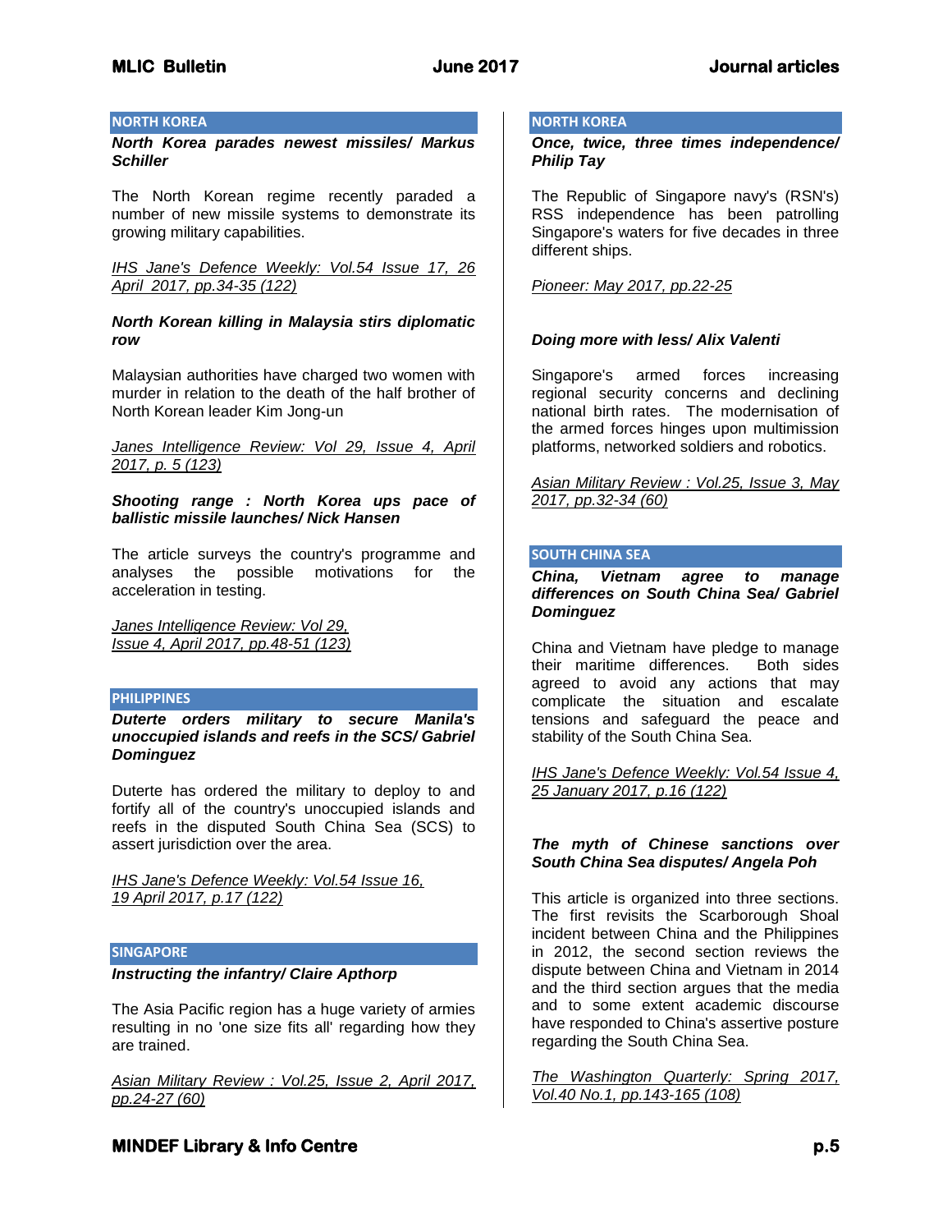## NORTH KOREA

***North Korea parades newest missiles/ Markus Schiller***

The North Korean regime recently paraded a number of new missile systems to demonstrate its growing military capabilities.

*IHS Jane's Defence Weekly: Vol.54 Issue 17, 26 April 2017, pp.34-35 (122)*

***North Korean killing in Malaysia stirs diplomatic row***

Malaysian authorities have charged two women with murder in relation to the death of the half brother of North Korean leader Kim Jong-un

*Janes Intelligence Review: Vol 29, Issue 4, April 2017, p. 5 (123)*

***Shooting range : North Korea ups pace of ballistic missile launches/ Nick Hansen***

The article surveys the country's programme and analyses the possible motivations for the acceleration in testing.

*Janes Intelligence Review: Vol 29, Issue 4, April 2017, pp.48-51 (123)*

## PHILIPPINES

***Duterte orders military to secure Manila's unoccupied islands and reefs in the SCS/ Gabriel Dominguez***

Duterte has ordered the military to deploy to and fortify all of the country's unoccupied islands and reefs in the disputed South China Sea (SCS) to assert jurisdiction over the area.

*IHS Jane's Defence Weekly: Vol.54 Issue 16, 19 April 2017, p.17 (122)*

## SINGAPORE

***Instructing the infantry/ Claire Apthorp***

The Asia Pacific region has a huge variety of armies resulting in no 'one size fits all' regarding how they are trained.

*Asian Military Review : Vol.25, Issue 2, April 2017, pp.24-27 (60)*

## NORTH KOREA

***Once, twice, three times independence/ Philip Tay***

The Republic of Singapore navy's (RSN's) RSS independence has been patrolling Singapore's waters for five decades in three different ships.

*Pioneer: May 2017, pp.22-25*

***Doing more with less/ Alix Valenti***

Singapore's armed forces increasing regional security concerns and declining national birth rates. The modernisation of the armed forces hinges upon multimission platforms, networked soldiers and robotics.

*Asian Military Review : Vol.25, Issue 3, May 2017, pp.32-34 (60)*

## SOUTH CHINA SEA

***China, Vietnam agree to manage differences on South China Sea/ Gabriel Dominguez***

China and Vietnam have pledge to manage their maritime differences. Both sides agreed to avoid any actions that may complicate the situation and escalate tensions and safeguard the peace and stability of the South China Sea.

*IHS Jane's Defence Weekly: Vol.54 Issue 4, 25 January 2017, p.16 (122)*

***The myth of Chinese sanctions over South China Sea disputes/ Angela Poh***

This article is organized into three sections. The first revisits the Scarborough Shoal incident between China and the Philippines in 2012, the second section reviews the dispute between China and Vietnam in 2014 and the third section argues that the media and to some extent academic discourse have responded to China's assertive posture regarding the South China Sea.

*The Washington Quarterly: Spring 2017, Vol.40 No.1, pp.143-165 (108)*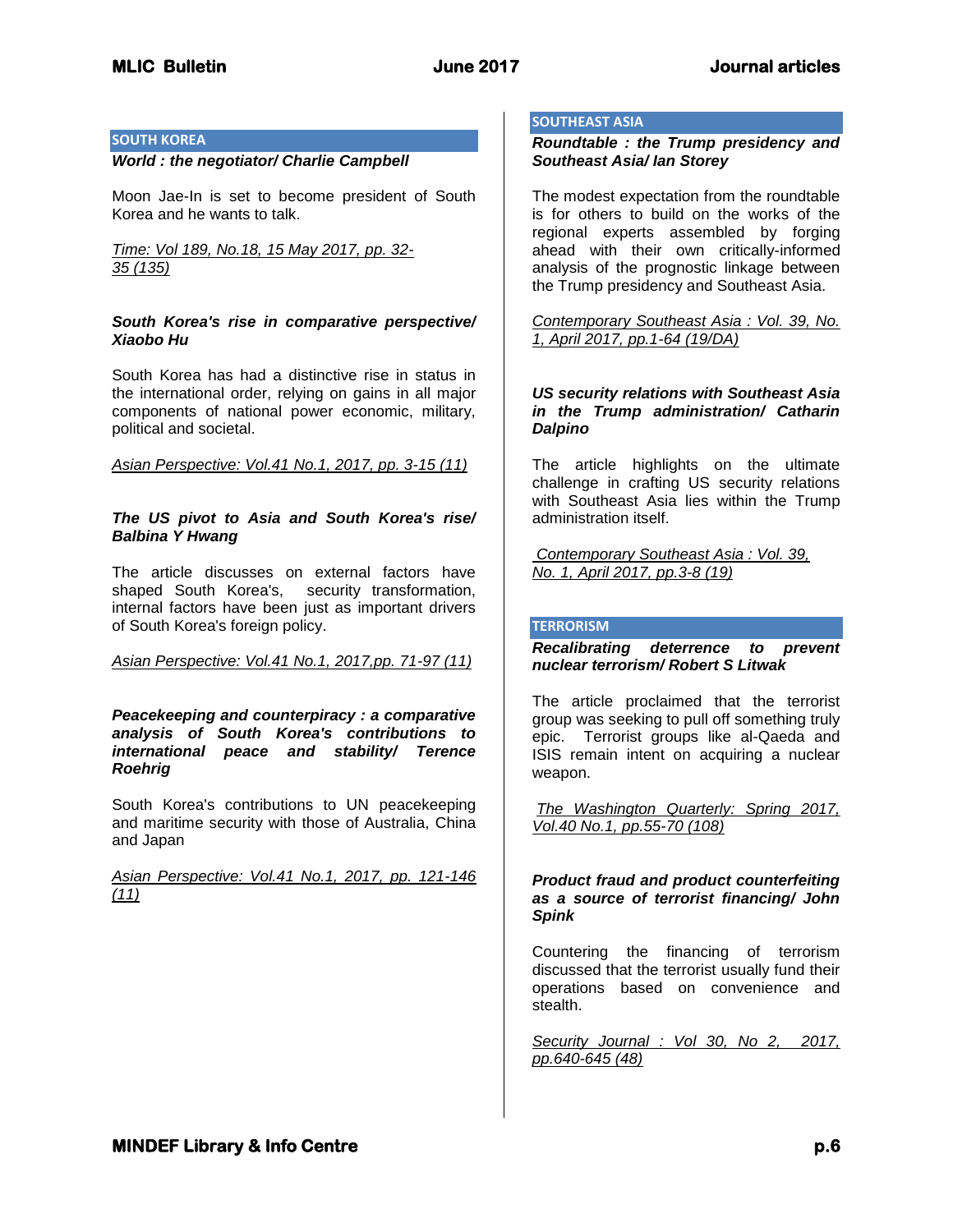## SOUTH KOREA

***World : the negotiator/ Charlie Campbell***

Moon Jae-In is set to become president of South Korea and he wants to talk.

Time: Vol 189, No.18, 15 May 2017, pp. 32-35 (135)

***South Korea's rise in comparative perspective/ Xiaobo Hu***

South Korea has had a distinctive rise in status in the international order, relying on gains in all major components of national power economic, military, political and societal.

Asian Perspective: Vol.41 No.1, 2017, pp. 3-15 (11)

***The US pivot to Asia and South Korea's rise/ Balbina Y Hwang***

The article discusses on external factors have shaped South Korea's, security transformation, internal factors have been just as important drivers of South Korea's foreign policy.

Asian Perspective: Vol.41 No.1, 2017,pp. 71-97 (11)

***Peacekeeping and counterpiracy : a comparative analysis of South Korea's contributions to international peace and stability/ Terence Roehrig***

South Korea's contributions to UN peacekeeping and maritime security with those of Australia, China and Japan

Asian Perspective: Vol.41 No.1, 2017, pp. 121-146 (11)

## SOUTHEAST ASIA

***Roundtable : the Trump presidency and Southeast Asia/ Ian Storey***

The modest expectation from the roundtable is for others to build on the works of the regional experts assembled by forging ahead with their own critically-informed analysis of the prognostic linkage between the Trump presidency and Southeast Asia.

Contemporary Southeast Asia : Vol. 39, No. 1, April 2017, pp.1-64 (19/DA)

***US security relations with Southeast Asia in the Trump administration/ Catharin Dalpino***

The article highlights on the ultimate challenge in crafting US security relations with Southeast Asia lies within the Trump administration itself.

Contemporary Southeast Asia : Vol. 39, No. 1, April 2017, pp.3-8 (19)

## TERRORISM

***Recalibrating deterrence to prevent nuclear terrorism/ Robert S Litwak***

The article proclaimed that the terrorist group was seeking to pull off something truly epic. Terrorist groups like al-Qaeda and ISIS remain intent on acquiring a nuclear weapon.

The Washington Quarterly: Spring 2017, Vol.40 No.1, pp.55-70 (108)

***Product fraud and product counterfeiting as a source of terrorist financing/ John Spink***

Countering the financing of terrorism discussed that the terrorist usually fund their operations based on convenience and stealth.

Security Journal : Vol 30, No 2, 2017, pp.640-645 (48)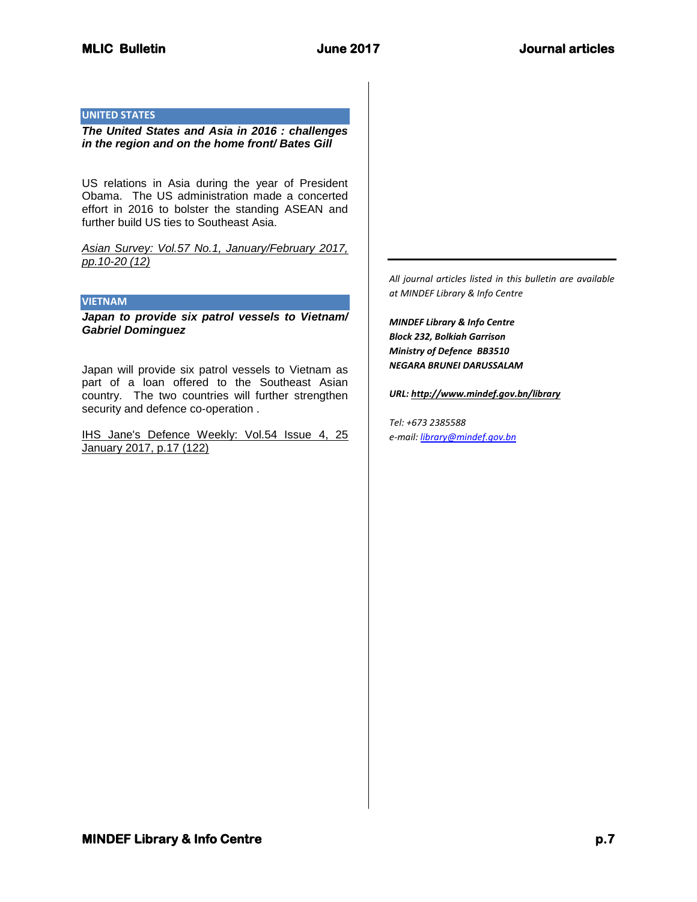## UNITED STATES

***The United States and Asia in 2016 : challenges in the region and on the home front/ Bates Gill***

US relations in Asia during the year of President Obama. The US administration made a concerted effort in 2016 to bolster the standing ASEAN and further build US ties to Southeast Asia.

*Asian Survey: Vol.57 No.1, January/February 2017, pp.10-20 (12)*

## VIETNAM

***Japan to provide six patrol vessels to Vietnam/ Gabriel Dominguez***

Japan will provide six patrol vessels to Vietnam as part of a loan offered to the Southeast Asian country. The two countries will further strengthen security and defence co-operation .

IHS Jane's Defence Weekly: Vol.54 Issue 4, 25 January 2017, p.17 (122)

---

*All journal articles listed in this bulletin are available at MINDEF Library & Info Centre*

***MINDEF Library & Info Centre***
***Block 232, Bolkiah Garrison***
***Ministry of Defence BB3510***
***NEGARA BRUNEI DARUSSALAM***

***URL: http://www.mindef.gov.bn/library***

*Tel: +673 2385588*
*e-mail: library@mindef.gov.bn*